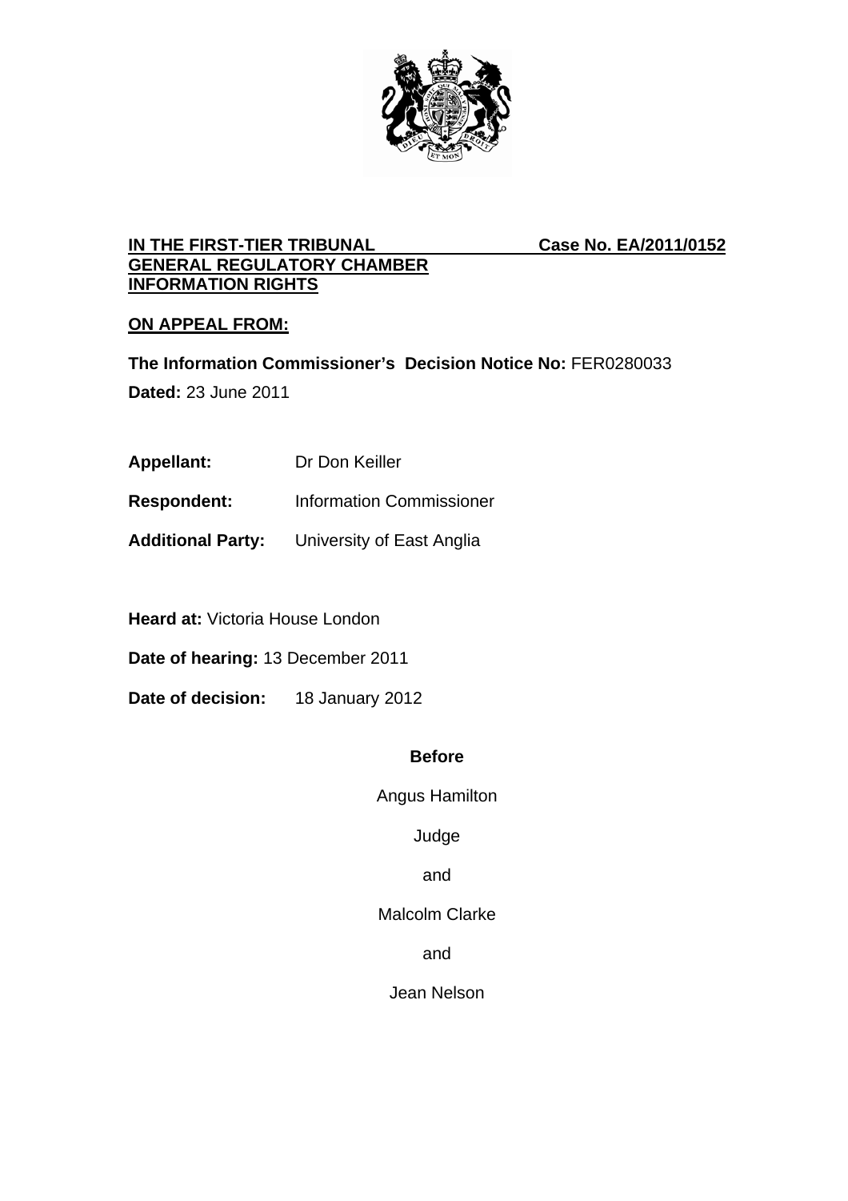**IN THE FIRST-TIER TRIBUNAL** **Case No. EA/2011/0152**
**GENERAL REGULATORY CHAMBER**
**INFORMATION RIGHTS**

**ON APPEAL FROM:**

**The Information Commissioner's Decision Notice No:** FER0280033

**Dated:** 23 June 2011

**Appellant:** Dr Don Keiller

**Respondent:** Information Commissioner

**Additional Party:** University of East Anglia

**Heard at:** Victoria House London

**Date of hearing:** 13 December 2011

**Date of decision:** 18 January 2012

**Before**

Angus Hamilton

Judge

and

Malcolm Clarke

and

Jean Nelson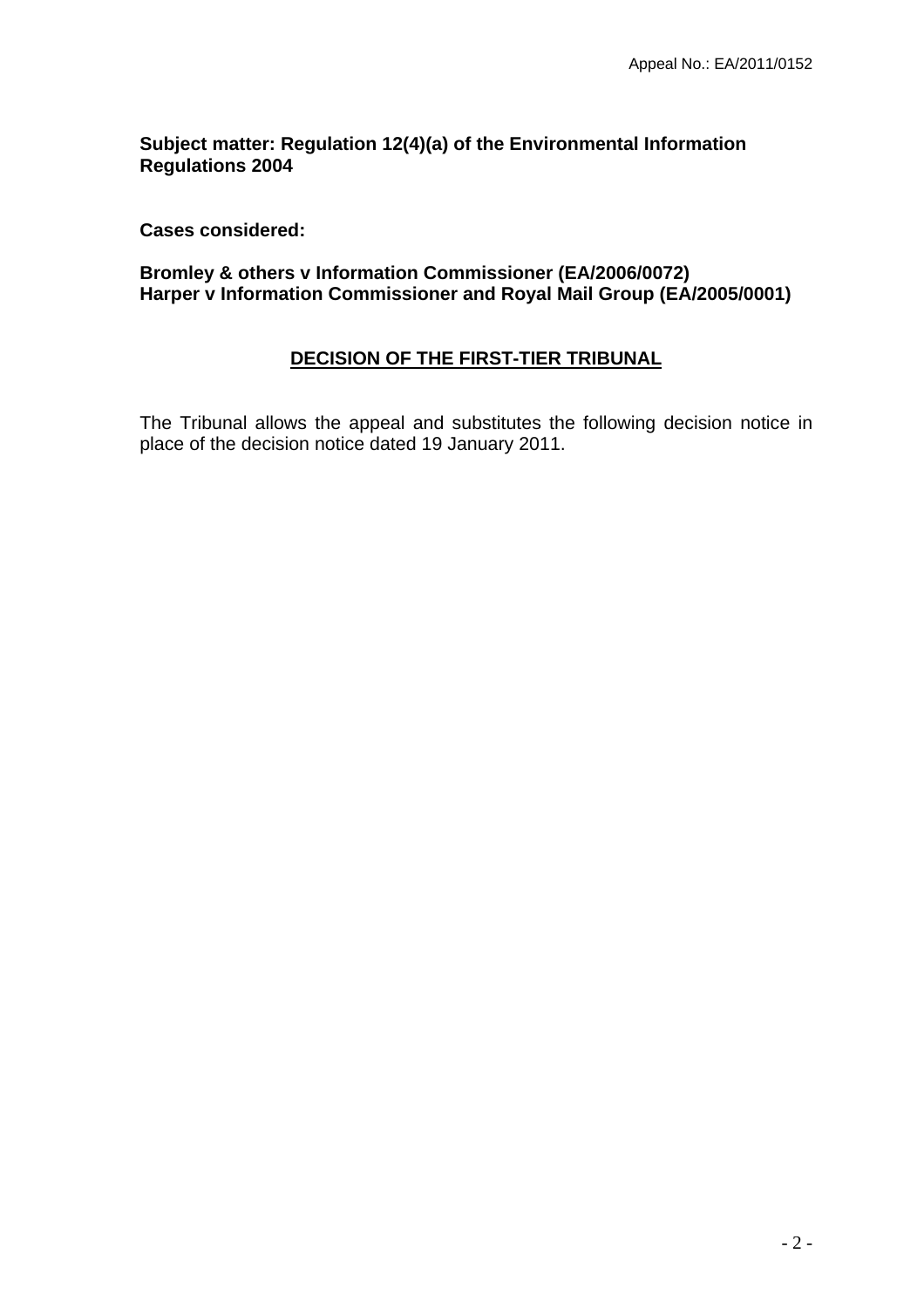**Subject matter: Regulation 12(4)(a) of the Environmental Information Regulations 2004**

**Cases considered:**

**Bromley & others v Information Commissioner (EA/2006/0072)**
**Harper v Information Commissioner and Royal Mail Group (EA/2005/0001)**

## DECISION OF THE FIRST-TIER TRIBUNAL

The Tribunal allows the appeal and substitutes the following decision notice in place of the decision notice dated 19 January 2011.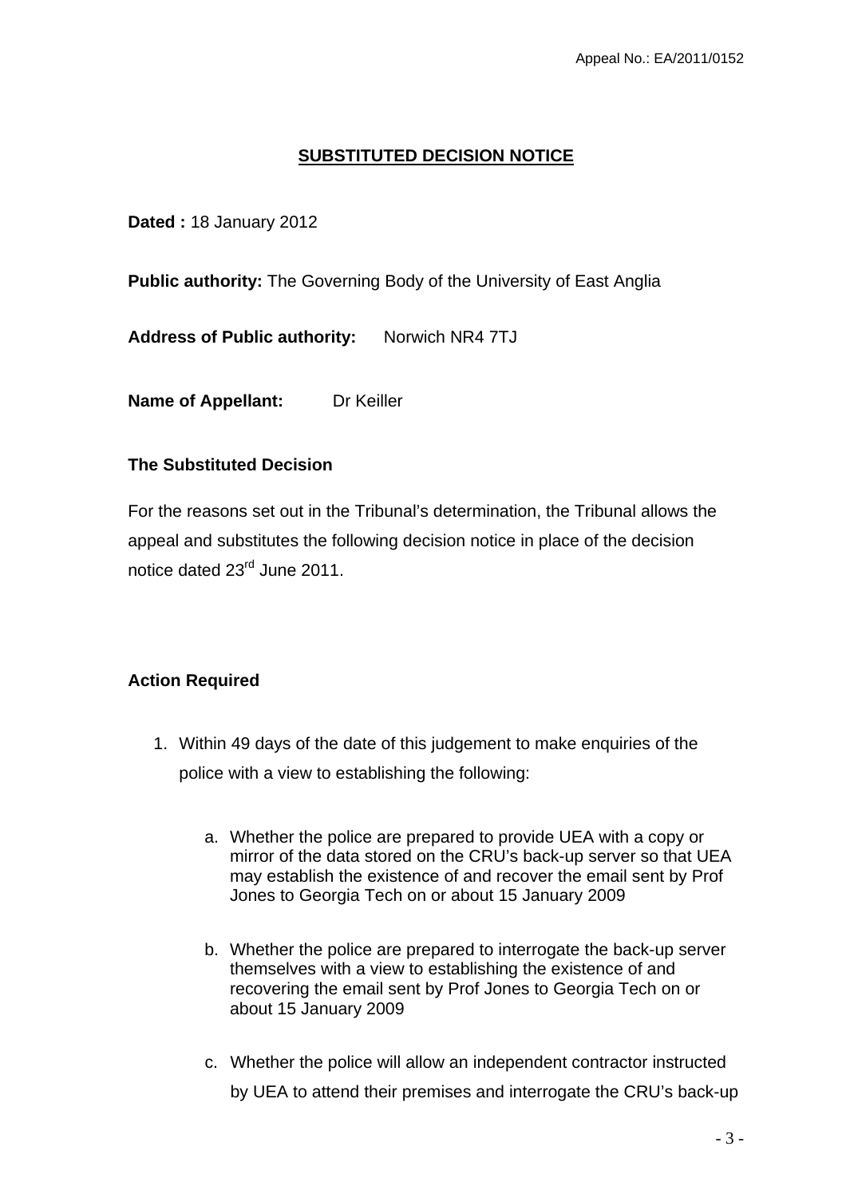## SUBSTITUTED DECISION NOTICE

**Dated :** 18 January 2012

**Public authority:** The Governing Body of the University of East Anglia

**Address of Public authority:** Norwich NR4 7TJ

**Name of Appellant:** Dr Keiller

### The Substituted Decision

For the reasons set out in the Tribunal's determination, the Tribunal allows the appeal and substitutes the following decision notice in place of the decision notice dated 23rd June 2011.

### Action Required

1. Within 49 days of the date of this judgement to make enquiries of the police with a view to establishing the following:

    a. Whether the police are prepared to provide UEA with a copy or mirror of the data stored on the CRU's back-up server so that UEA may establish the existence of and recover the email sent by Prof Jones to Georgia Tech on or about 15 January 2009

    b. Whether the police are prepared to interrogate the back-up server themselves with a view to establishing the existence of and recovering the email sent by Prof Jones to Georgia Tech on or about 15 January 2009

    c. Whether the police will allow an independent contractor instructed by UEA to attend their premises and interrogate the CRU's back-up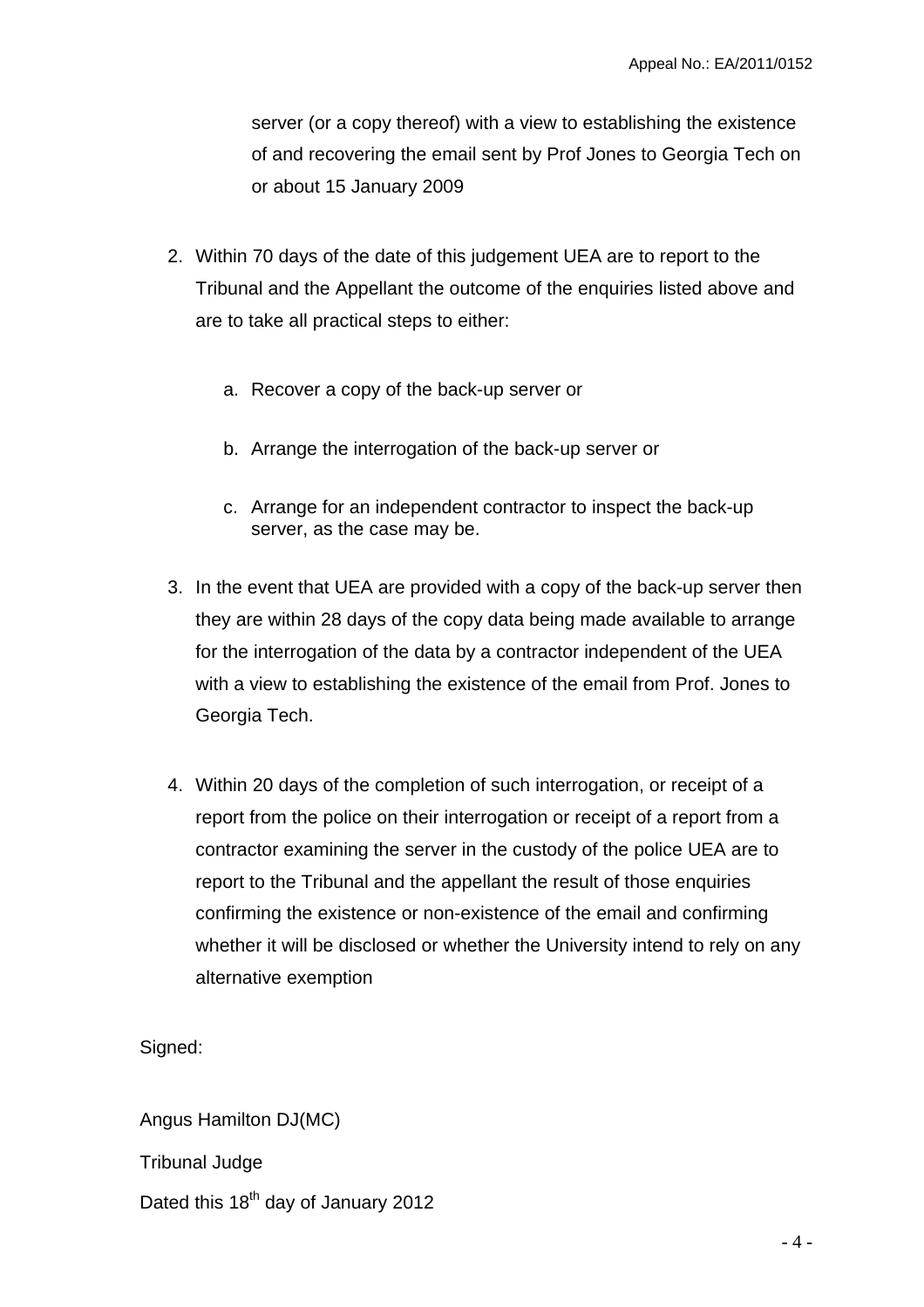server (or a copy thereof) with a view to establishing the existence of and recovering the email sent by Prof Jones to Georgia Tech on or about 15 January 2009

2. Within 70 days of the date of this judgement UEA are to report to the Tribunal and the Appellant the outcome of the enquiries listed above and are to take all practical steps to either:

   a. Recover a copy of the back-up server or

   b. Arrange the interrogation of the back-up server or

   c. Arrange for an independent contractor to inspect the back-up server, as the case may be.

3. In the event that UEA are provided with a copy of the back-up server then they are within 28 days of the copy data being made available to arrange for the interrogation of the data by a contractor independent of the UEA with a view to establishing the existence of the email from Prof. Jones to Georgia Tech.

4. Within 20 days of the completion of such interrogation, or receipt of a report from the police on their interrogation or receipt of a report from a contractor examining the server in the custody of the police UEA are to report to the Tribunal and the appellant the result of those enquiries confirming the existence or non-existence of the email and confirming whether it will be disclosed or whether the University intend to rely on any alternative exemption

Signed:

Angus Hamilton DJ(MC)

Tribunal Judge

Dated this 18th day of January 2012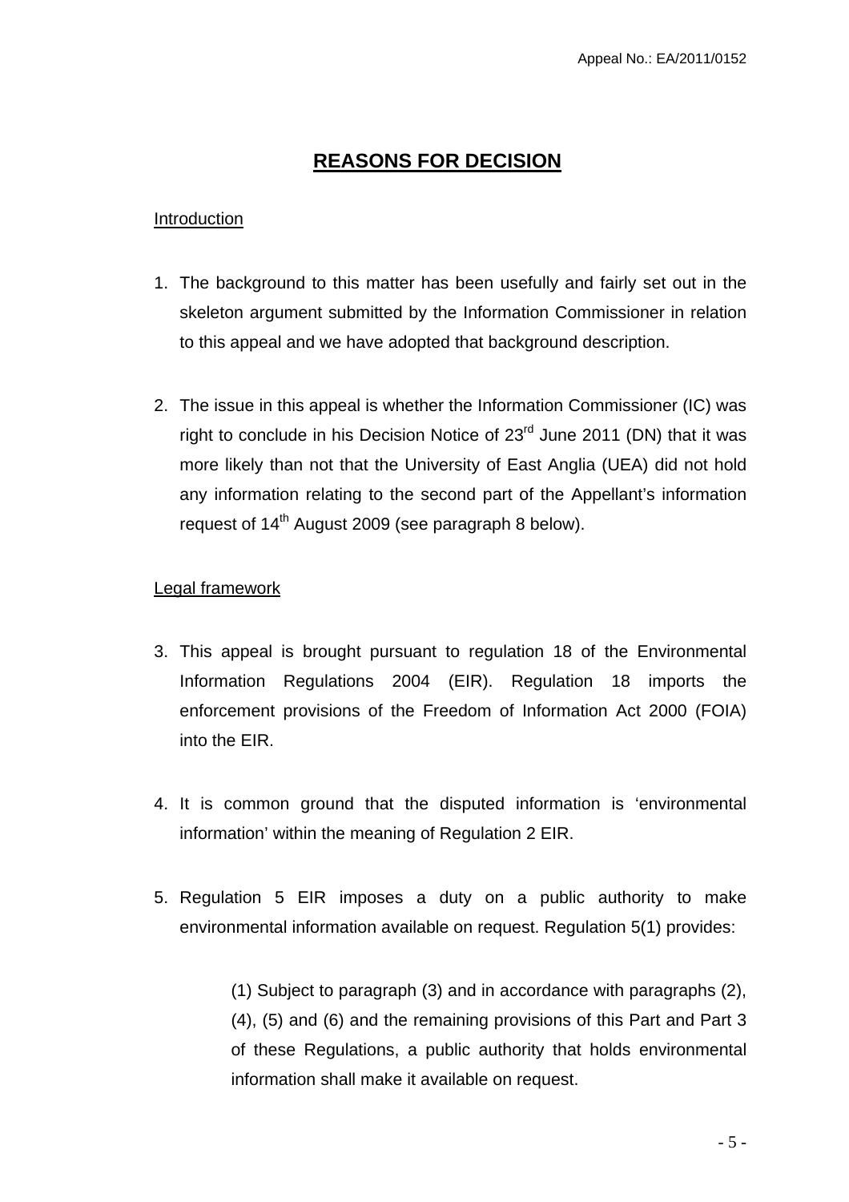# REASONS FOR DECISION

## Introduction

1. The background to this matter has been usefully and fairly set out in the skeleton argument submitted by the Information Commissioner in relation to this appeal and we have adopted that background description.

2. The issue in this appeal is whether the Information Commissioner (IC) was right to conclude in his Decision Notice of 23rd June 2011 (DN) that it was more likely than not that the University of East Anglia (UEA) did not hold any information relating to the second part of the Appellant's information request of 14th August 2009 (see paragraph 8 below).

## Legal framework

3. This appeal is brought pursuant to regulation 18 of the Environmental Information Regulations 2004 (EIR). Regulation 18 imports the enforcement provisions of the Freedom of Information Act 2000 (FOIA) into the EIR.

4. It is common ground that the disputed information is 'environmental information' within the meaning of Regulation 2 EIR.

5. Regulation 5 EIR imposes a duty on a public authority to make environmental information available on request. Regulation 5(1) provides:

   > (1) Subject to paragraph (3) and in accordance with paragraphs (2), (4), (5) and (6) and the remaining provisions of this Part and Part 3 of these Regulations, a public authority that holds environmental information shall make it available on request.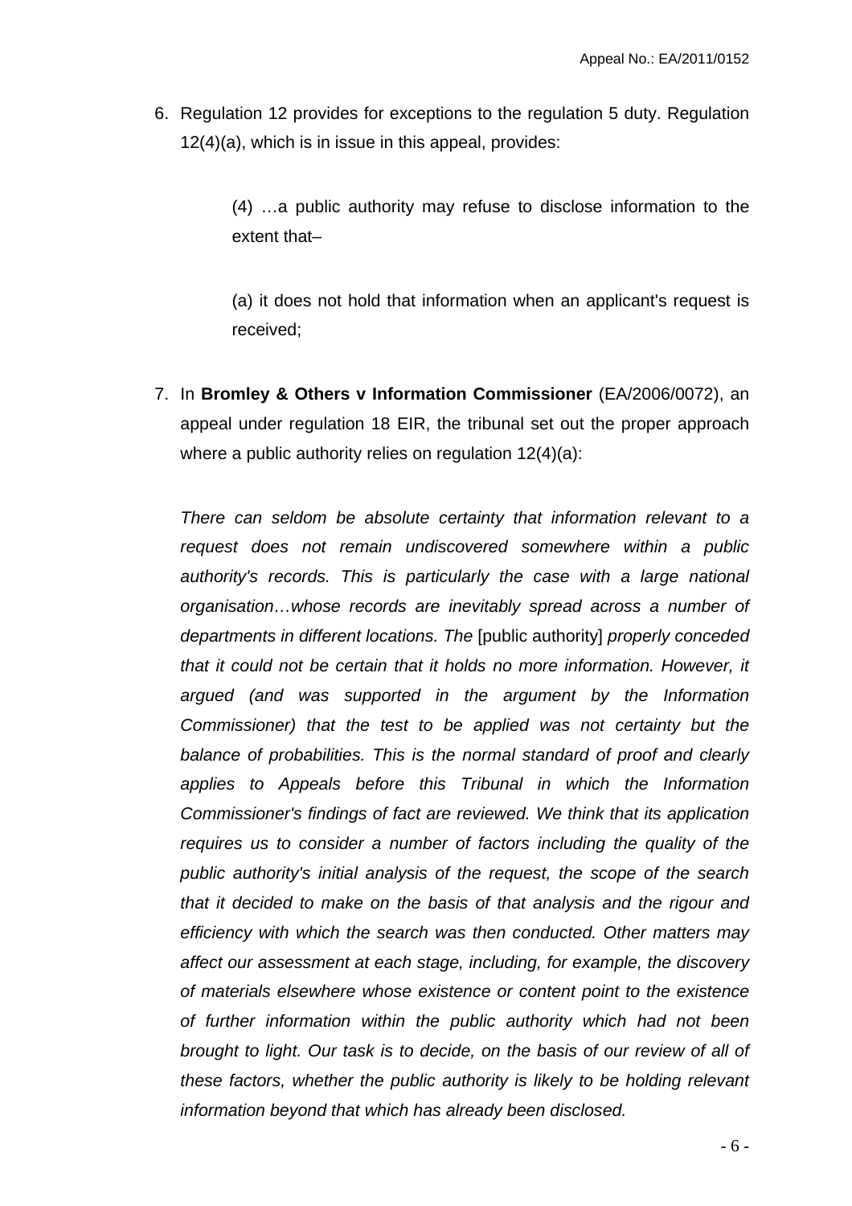6. Regulation 12 provides for exceptions to the regulation 5 duty. Regulation 12(4)(a), which is in issue in this appeal, provides:

   > (4) …a public authority may refuse to disclose information to the extent that–
   >
   > (a) it does not hold that information when an applicant's request is received;

7. In **Bromley & Others v Information Commissioner** (EA/2006/0072), an appeal under regulation 18 EIR, the tribunal set out the proper approach where a public authority relies on regulation 12(4)(a):

   *There can seldom be absolute certainty that information relevant to a request does not remain undiscovered somewhere within a public authority's records. This is particularly the case with a large national organisation…whose records are inevitably spread across a number of departments in different locations. The* [public authority] *properly conceded that it could not be certain that it holds no more information. However, it argued (and was supported in the argument by the Information Commissioner) that the test to be applied was not certainty but the balance of probabilities. This is the normal standard of proof and clearly applies to Appeals before this Tribunal in which the Information Commissioner's findings of fact are reviewed. We think that its application requires us to consider a number of factors including the quality of the public authority's initial analysis of the request, the scope of the search that it decided to make on the basis of that analysis and the rigour and efficiency with which the search was then conducted. Other matters may affect our assessment at each stage, including, for example, the discovery of materials elsewhere whose existence or content point to the existence of further information within the public authority which had not been brought to light. Our task is to decide, on the basis of our review of all of these factors, whether the public authority is likely to be holding relevant information beyond that which has already been disclosed.*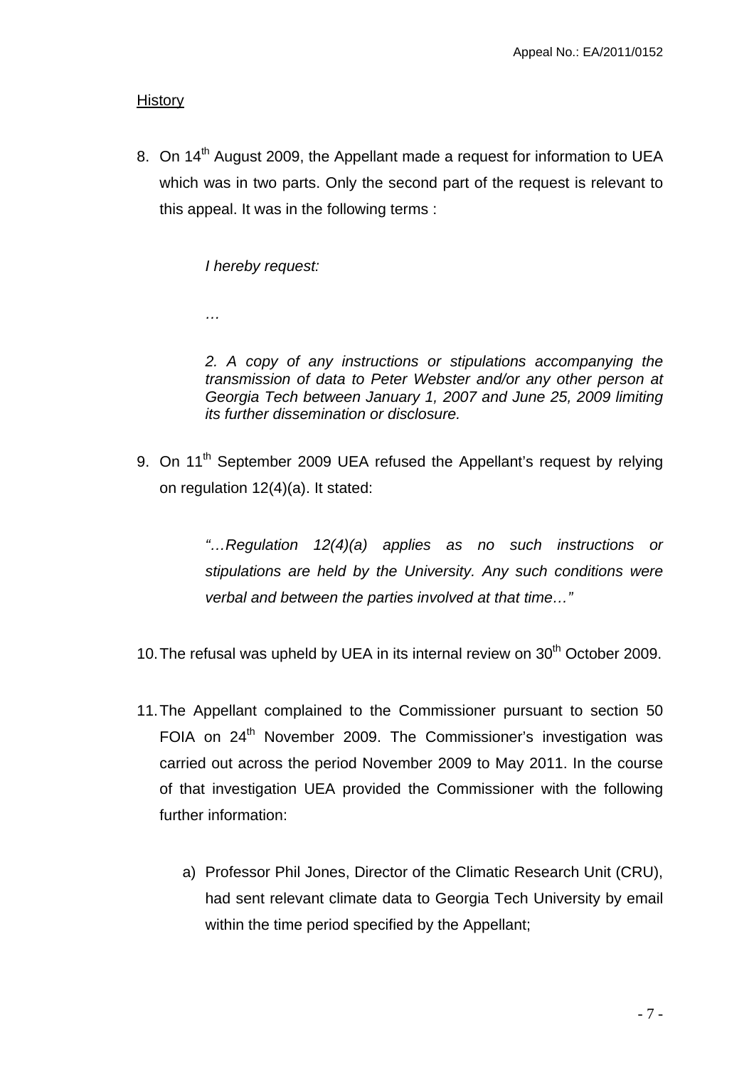History

8. On 14th August 2009, the Appellant made a request for information to UEA which was in two parts. Only the second part of the request is relevant to this appeal. It was in the following terms :

> *I hereby request:*
>
> *…*
>
> *2. A copy of any instructions or stipulations accompanying the transmission of data to Peter Webster and/or any other person at Georgia Tech between January 1, 2007 and June 25, 2009 limiting its further dissemination or disclosure.*

9. On 11th September 2009 UEA refused the Appellant's request by relying on regulation 12(4)(a). It stated:

> *"…Regulation 12(4)(a) applies as no such instructions or stipulations are held by the University. Any such conditions were verbal and between the parties involved at that time…"*

10. The refusal was upheld by UEA in its internal review on 30th October 2009.

11. The Appellant complained to the Commissioner pursuant to section 50 FOIA on 24th November 2009. The Commissioner's investigation was carried out across the period November 2009 to May 2011. In the course of that investigation UEA provided the Commissioner with the following further information:

    a) Professor Phil Jones, Director of the Climatic Research Unit (CRU), had sent relevant climate data to Georgia Tech University by email within the time period specified by the Appellant;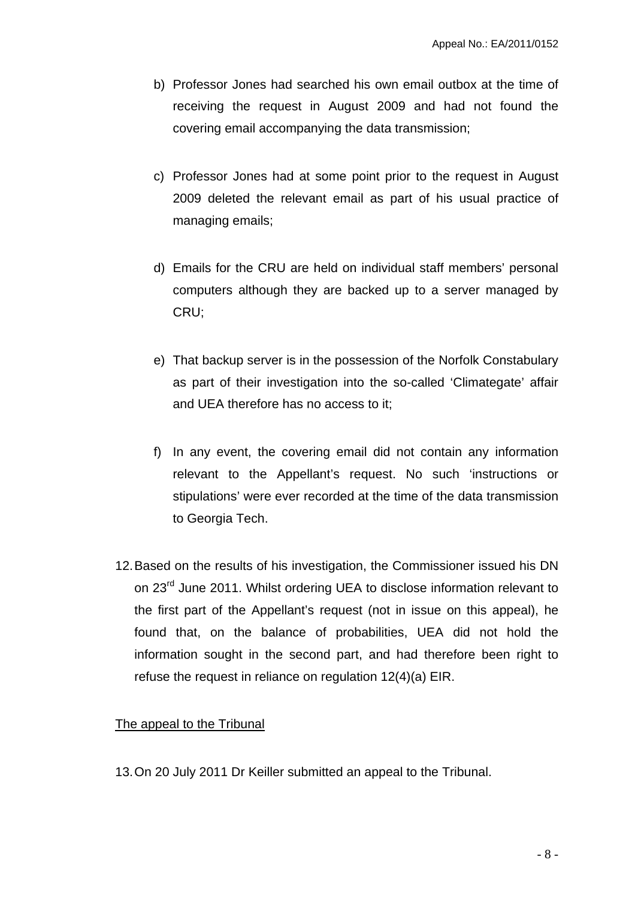b) Professor Jones had searched his own email outbox at the time of receiving the request in August 2009 and had not found the covering email accompanying the data transmission;

c) Professor Jones had at some point prior to the request in August 2009 deleted the relevant email as part of his usual practice of managing emails;

d) Emails for the CRU are held on individual staff members' personal computers although they are backed up to a server managed by CRU;

e) That backup server is in the possession of the Norfolk Constabulary as part of their investigation into the so-called 'Climategate' affair and UEA therefore has no access to it;

f) In any event, the covering email did not contain any information relevant to the Appellant's request. No such 'instructions or stipulations' were ever recorded at the time of the data transmission to Georgia Tech.

12. Based on the results of his investigation, the Commissioner issued his DN on 23rd June 2011. Whilst ordering UEA to disclose information relevant to the first part of the Appellant's request (not in issue on this appeal), he found that, on the balance of probabilities, UEA did not hold the information sought in the second part, and had therefore been right to refuse the request in reliance on regulation 12(4)(a) EIR.

<u>The appeal to the Tribunal</u>

13. On 20 July 2011 Dr Keiller submitted an appeal to the Tribunal.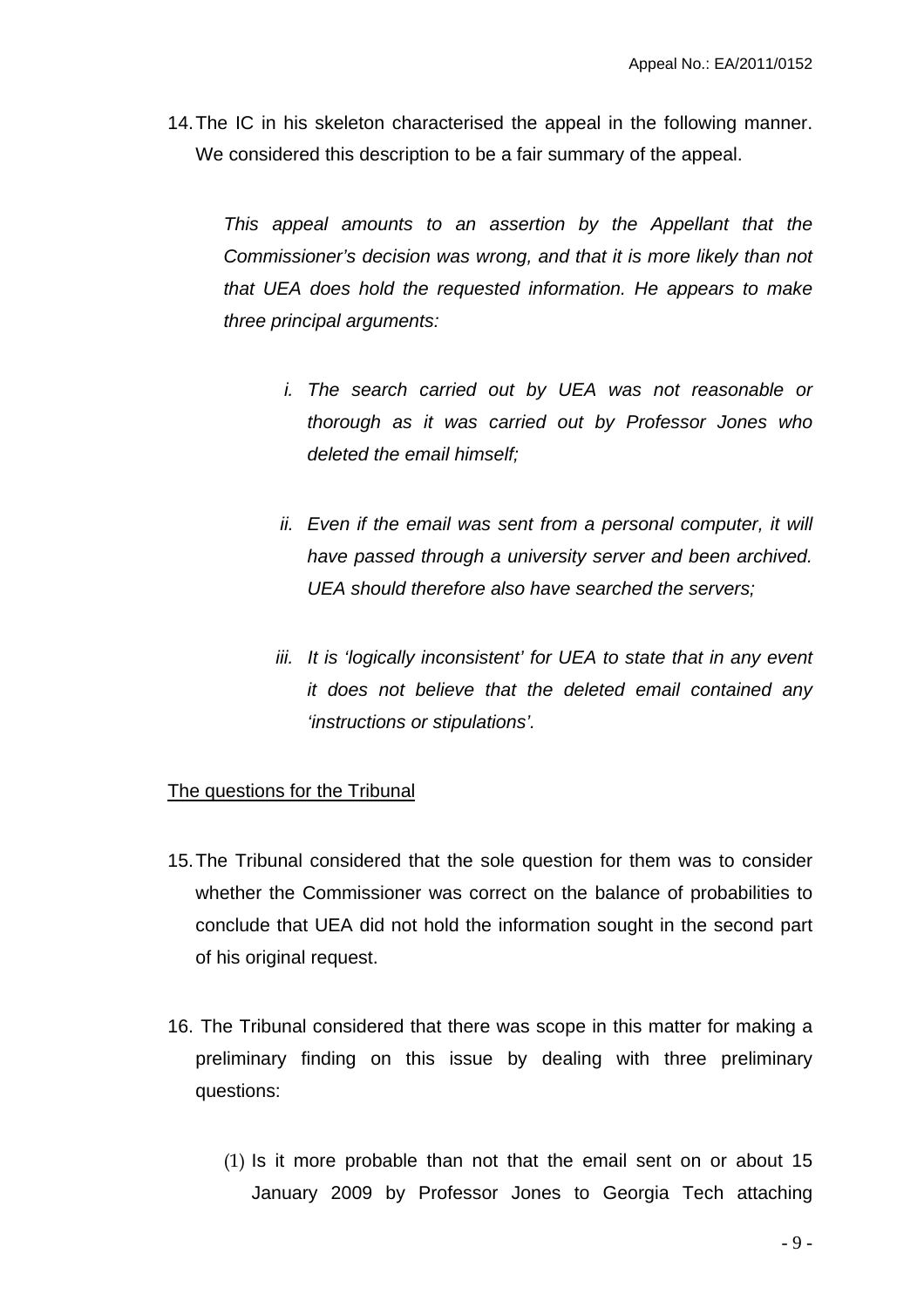14. The IC in his skeleton characterised the appeal in the following manner. We considered this description to be a fair summary of the appeal.

    *This appeal amounts to an assertion by the Appellant that the Commissioner's decision was wrong, and that it is more likely than not that UEA does hold the requested information. He appears to make three principal arguments:*

    *i. The search carried out by UEA was not reasonable or thorough as it was carried out by Professor Jones who deleted the email himself;*

    *ii. Even if the email was sent from a personal computer, it will have passed through a university server and been archived. UEA should therefore also have searched the servers;*

    *iii. It is 'logically inconsistent' for UEA to state that in any event it does not believe that the deleted email contained any 'instructions or stipulations'.*

<u>The questions for the Tribunal</u>

15. The Tribunal considered that the sole question for them was to consider whether the Commissioner was correct on the balance of probabilities to conclude that UEA did not hold the information sought in the second part of his original request.

16. The Tribunal considered that there was scope in this matter for making a preliminary finding on this issue by dealing with three preliminary questions:

    (1) Is it more probable than not that the email sent on or about 15 January 2009 by Professor Jones to Georgia Tech attaching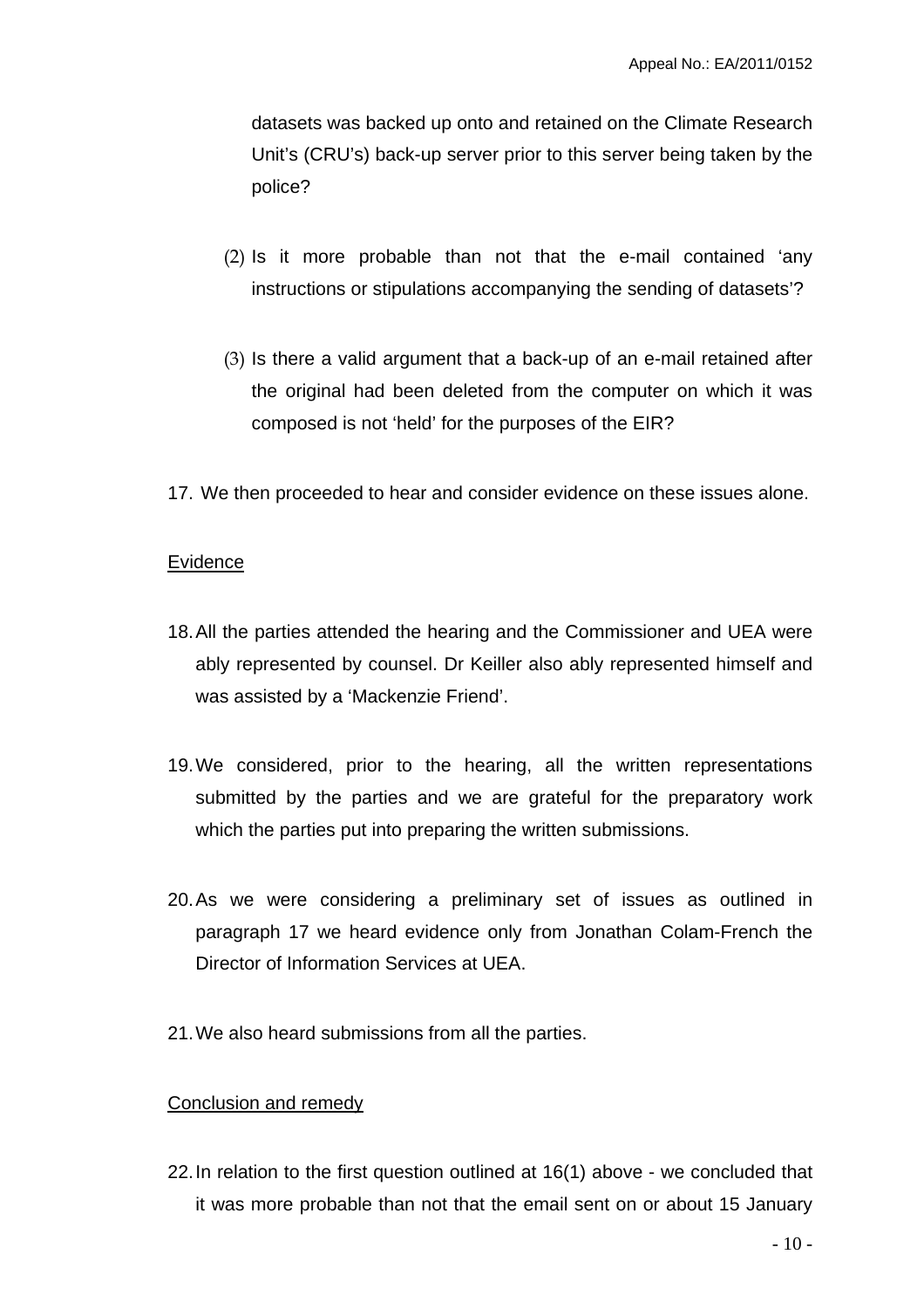datasets was backed up onto and retained on the Climate Research Unit's (CRU's) back-up server prior to this server being taken by the police?

(2) Is it more probable than not that the e-mail contained 'any instructions or stipulations accompanying the sending of datasets'?

(3) Is there a valid argument that a back-up of an e-mail retained after the original had been deleted from the computer on which it was composed is not 'held' for the purposes of the EIR?

17. We then proceeded to hear and consider evidence on these issues alone.

<u>Evidence</u>

18. All the parties attended the hearing and the Commissioner and UEA were ably represented by counsel. Dr Keiller also ably represented himself and was assisted by a 'Mackenzie Friend'.

19. We considered, prior to the hearing, all the written representations submitted by the parties and we are grateful for the preparatory work which the parties put into preparing the written submissions.

20. As we were considering a preliminary set of issues as outlined in paragraph 17 we heard evidence only from Jonathan Colam-French the Director of Information Services at UEA.

21. We also heard submissions from all the parties.

<u>Conclusion and remedy</u>

22. In relation to the first question outlined at 16(1) above - we concluded that it was more probable than not that the email sent on or about 15 January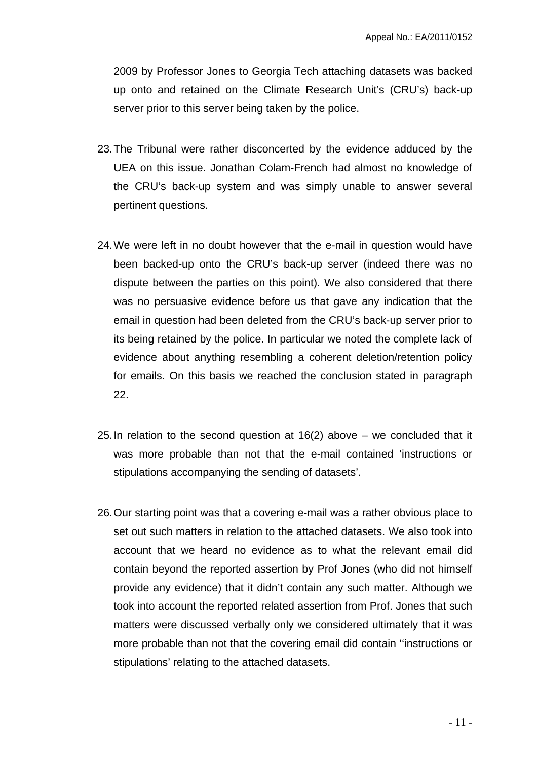2009 by Professor Jones to Georgia Tech attaching datasets was backed up onto and retained on the Climate Research Unit's (CRU's) back-up server prior to this server being taken by the police.

23. The Tribunal were rather disconcerted by the evidence adduced by the UEA on this issue. Jonathan Colam-French had almost no knowledge of the CRU's back-up system and was simply unable to answer several pertinent questions.

24. We were left in no doubt however that the e-mail in question would have been backed-up onto the CRU's back-up server (indeed there was no dispute between the parties on this point). We also considered that there was no persuasive evidence before us that gave any indication that the email in question had been deleted from the CRU's back-up server prior to its being retained by the police. In particular we noted the complete lack of evidence about anything resembling a coherent deletion/retention policy for emails. On this basis we reached the conclusion stated in paragraph 22.

25. In relation to the second question at 16(2) above – we concluded that it was more probable than not that the e-mail contained 'instructions or stipulations accompanying the sending of datasets'.

26. Our starting point was that a covering e-mail was a rather obvious place to set out such matters in relation to the attached datasets. We also took into account that we heard no evidence as to what the relevant email did contain beyond the reported assertion by Prof Jones (who did not himself provide any evidence) that it didn't contain any such matter. Although we took into account the reported related assertion from Prof. Jones that such matters were discussed verbally only we considered ultimately that it was more probable than not that the covering email did contain ''instructions or stipulations' relating to the attached datasets.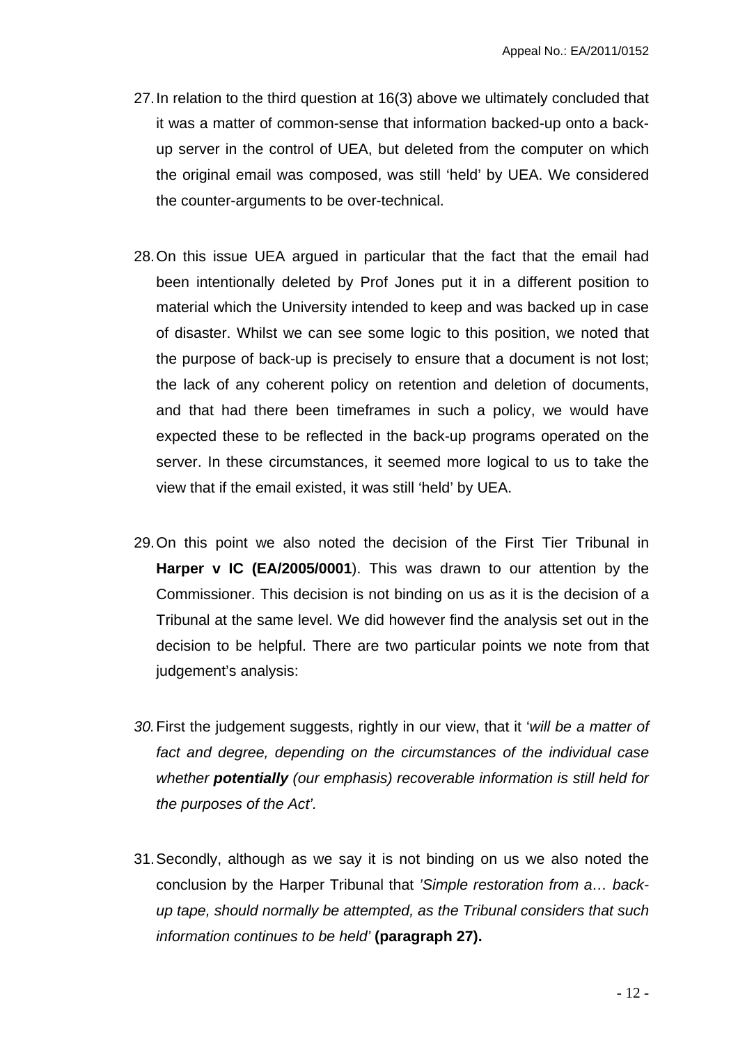27. In relation to the third question at 16(3) above we ultimately concluded that it was a matter of common-sense that information backed-up onto a back-up server in the control of UEA, but deleted from the computer on which the original email was composed, was still 'held' by UEA. We considered the counter-arguments to be over-technical.

28. On this issue UEA argued in particular that the fact that the email had been intentionally deleted by Prof Jones put it in a different position to material which the University intended to keep and was backed up in case of disaster. Whilst we can see some logic to this position, we noted that the purpose of back-up is precisely to ensure that a document is not lost; the lack of any coherent policy on retention and deletion of documents, and that had there been timeframes in such a policy, we would have expected these to be reflected in the back-up programs operated on the server. In these circumstances, it seemed more logical to us to take the view that if the email existed, it was still 'held' by UEA.

29. On this point we also noted the decision of the First Tier Tribunal in **Harper v IC (EA/2005/0001**). This was drawn to our attention by the Commissioner. This decision is not binding on us as it is the decision of a Tribunal at the same level. We did however find the analysis set out in the decision to be helpful. There are two particular points we note from that judgement's analysis:

*30.* First the judgement suggests, rightly in our view, that it '*will be a matter of fact and degree, depending on the circumstances of the individual case whether **potentially** (our emphasis) recoverable information is still held for the purposes of the Act'.*

31. Secondly, although as we say it is not binding on us we also noted the conclusion by the Harper Tribunal that *'Simple restoration from a… back-up tape, should normally be attempted, as the Tribunal considers that such information continues to be held'* **(paragraph 27).**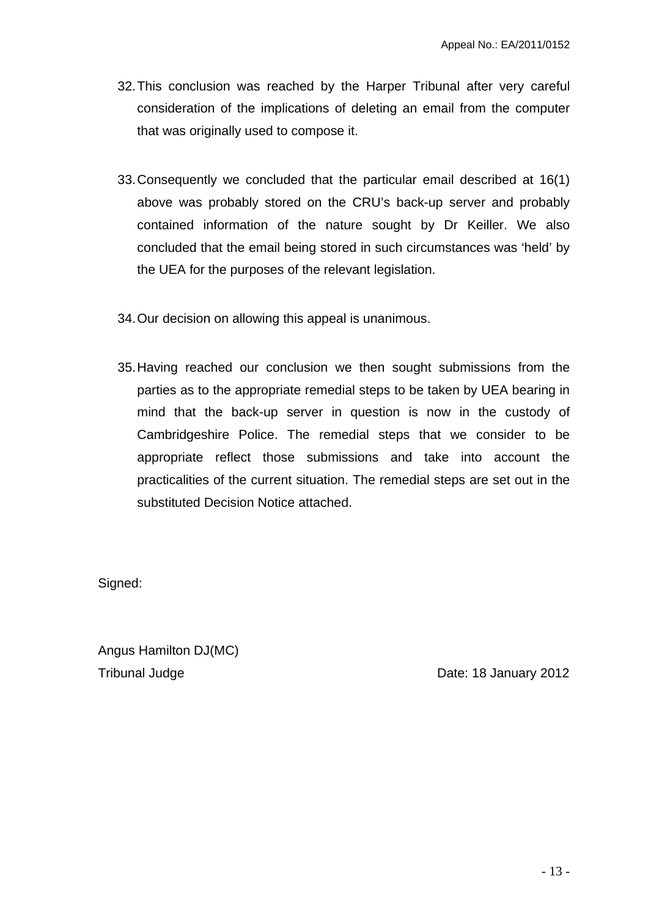32. This conclusion was reached by the Harper Tribunal after very careful consideration of the implications of deleting an email from the computer that was originally used to compose it.

33. Consequently we concluded that the particular email described at 16(1) above was probably stored on the CRU's back-up server and probably contained information of the nature sought by Dr Keiller. We also concluded that the email being stored in such circumstances was 'held' by the UEA for the purposes of the relevant legislation.

34. Our decision on allowing this appeal is unanimous.

35. Having reached our conclusion we then sought submissions from the parties as to the appropriate remedial steps to be taken by UEA bearing in mind that the back-up server in question is now in the custody of Cambridgeshire Police. The remedial steps that we consider to be appropriate reflect those submissions and take into account the practicalities of the current situation. The remedial steps are set out in the substituted Decision Notice attached.

Signed:

Angus Hamilton DJ(MC)
Tribunal Judge

Date: 18 January 2012